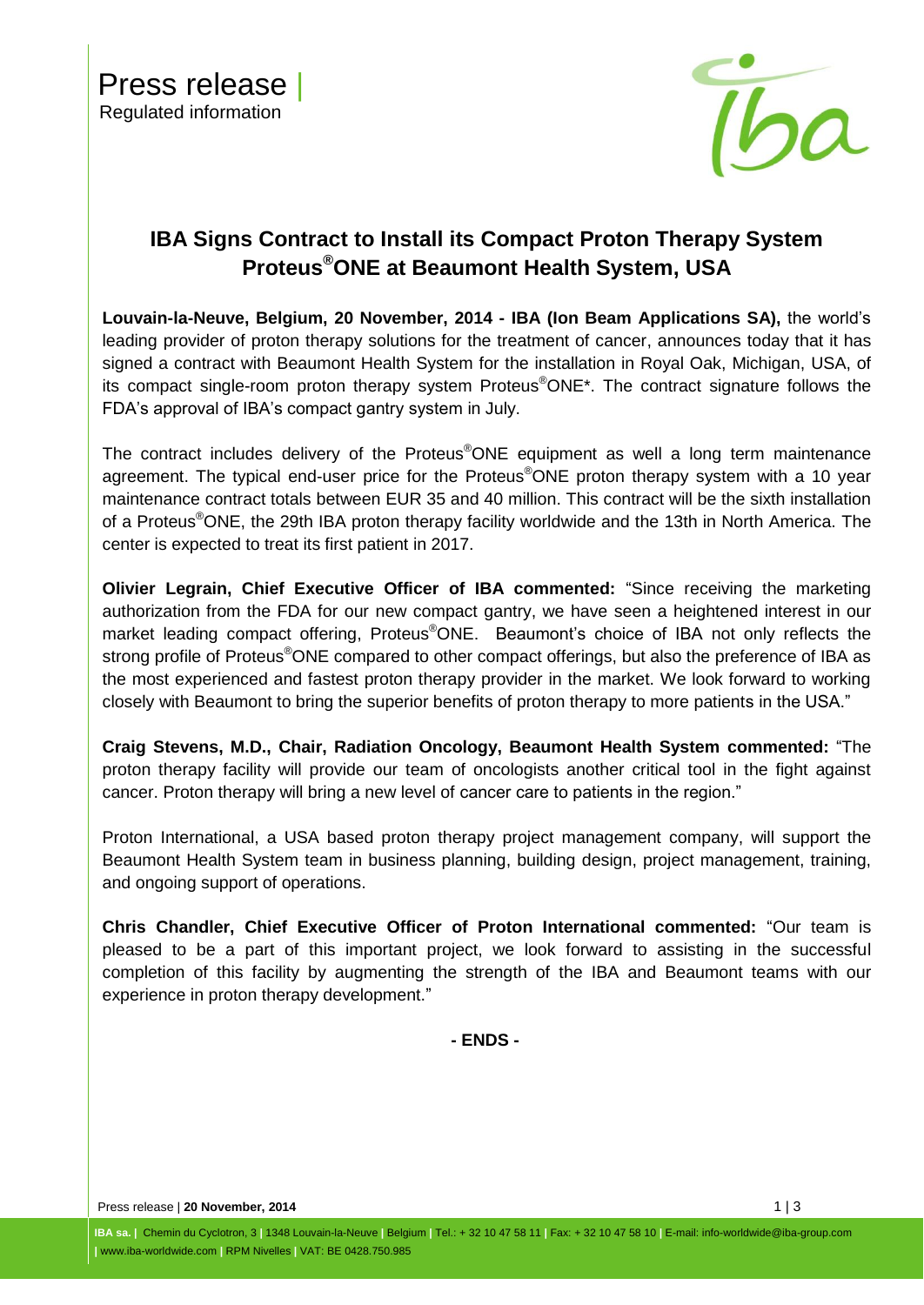Press release |
Regulated information

# IBA Signs Contract to Install its Compact Proton Therapy System Proteus®ONE at Beaumont Health System, USA

**Louvain-la-Neuve, Belgium, 20 November, 2014 - IBA (Ion Beam Applications SA),** the world's leading provider of proton therapy solutions for the treatment of cancer, announces today that it has signed a contract with Beaumont Health System for the installation in Royal Oak, Michigan, USA, of its compact single-room proton therapy system Proteus®ONE*. The contract signature follows the FDA's approval of IBA's compact gantry system in July.

The contract includes delivery of the Proteus®ONE equipment as well a long term maintenance agreement. The typical end-user price for the Proteus®ONE proton therapy system with a 10 year maintenance contract totals between EUR 35 and 40 million. This contract will be the sixth installation of a Proteus®ONE, the 29th IBA proton therapy facility worldwide and the 13th in North America. The center is expected to treat its first patient in 2017.

**Olivier Legrain, Chief Executive Officer of IBA commented:** "Since receiving the marketing authorization from the FDA for our new compact gantry, we have seen a heightened interest in our market leading compact offering, Proteus®ONE. Beaumont's choice of IBA not only reflects the strong profile of Proteus®ONE compared to other compact offerings, but also the preference of IBA as the most experienced and fastest proton therapy provider in the market. We look forward to working closely with Beaumont to bring the superior benefits of proton therapy to more patients in the USA."

**Craig Stevens, M.D., Chair, Radiation Oncology, Beaumont Health System commented:** "The proton therapy facility will provide our team of oncologists another critical tool in the fight against cancer. Proton therapy will bring a new level of cancer care to patients in the region."

Proton International, a USA based proton therapy project management company, will support the Beaumont Health System team in business planning, building design, project management, training, and ongoing support of operations.

**Chris Chandler, Chief Executive Officer of Proton International commented:** "Our team is pleased to be a part of this important project, we look forward to assisting in the successful completion of this facility by augmenting the strength of the IBA and Beaumont teams with our experience in proton therapy development."

**- ENDS -**

IBA sa. | Chemin du Cyclotron, 3 | 1348 Louvain-la-Neuve | Belgium | Tel.: + 32 10 47 58 11 | Fax: + 32 10 47 58 10 | E-mail: info-worldwide@iba-group.com | www.iba-worldwide.com | RPM Nivelles | VAT: BE 0428.750.985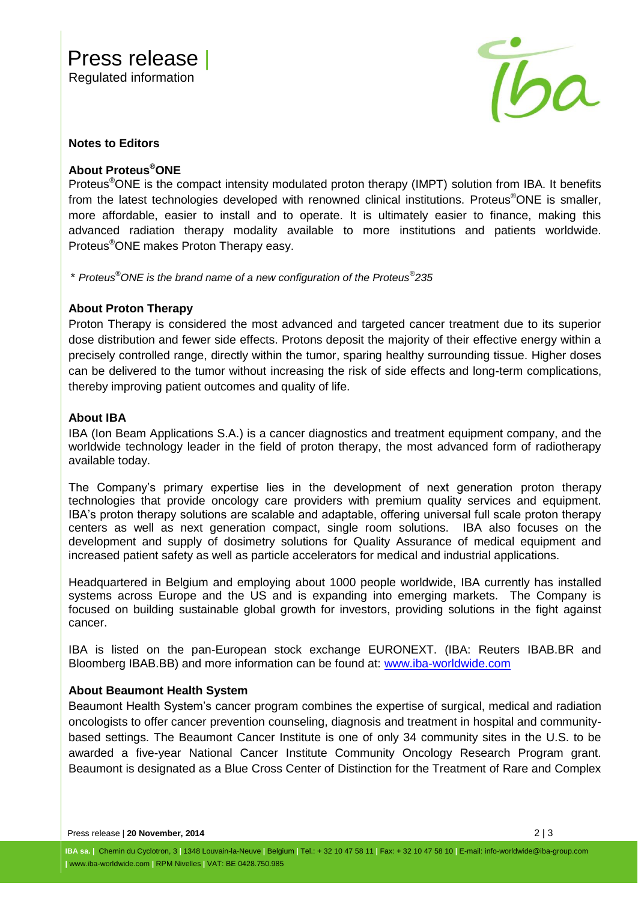**Notes to Editors**

**About Proteus®ONE**

Proteus®ONE is the compact intensity modulated proton therapy (IMPT) solution from IBA. It benefits from the latest technologies developed with renowned clinical institutions. Proteus®ONE is smaller, more affordable, easier to install and to operate. It is ultimately easier to finance, making this advanced radiation therapy modality available to more institutions and patients worldwide. Proteus®ONE makes Proton Therapy easy.

* *Proteus®ONE is the brand name of a new configuration of the Proteus®235*

**About Proton Therapy**

Proton Therapy is considered the most advanced and targeted cancer treatment due to its superior dose distribution and fewer side effects. Protons deposit the majority of their effective energy within a precisely controlled range, directly within the tumor, sparing healthy surrounding tissue. Higher doses can be delivered to the tumor without increasing the risk of side effects and long-term complications, thereby improving patient outcomes and quality of life.

**About IBA**

IBA (Ion Beam Applications S.A.) is a cancer diagnostics and treatment equipment company, and the worldwide technology leader in the field of proton therapy, the most advanced form of radiotherapy available today.

The Company's primary expertise lies in the development of next generation proton therapy technologies that provide oncology care providers with premium quality services and equipment. IBA's proton therapy solutions are scalable and adaptable, offering universal full scale proton therapy centers as well as next generation compact, single room solutions. IBA also focuses on the development and supply of dosimetry solutions for Quality Assurance of medical equipment and increased patient safety as well as particle accelerators for medical and industrial applications.

Headquartered in Belgium and employing about 1000 people worldwide, IBA currently has installed systems across Europe and the US and is expanding into emerging markets. The Company is focused on building sustainable global growth for investors, providing solutions in the fight against cancer.

IBA is listed on the pan-European stock exchange EURONEXT. (IBA: Reuters IBAB.BR and Bloomberg IBAB.BB) and more information can be found at: www.iba-worldwide.com

**About Beaumont Health System**

Beaumont Health System's cancer program combines the expertise of surgical, medical and radiation oncologists to offer cancer prevention counseling, diagnosis and treatment in hospital and community-based settings. The Beaumont Cancer Institute is one of only 34 community sites in the U.S. to be awarded a five-year National Cancer Institute Community Oncology Research Program grant. Beaumont is designated as a Blue Cross Center of Distinction for the Treatment of Rare and Complex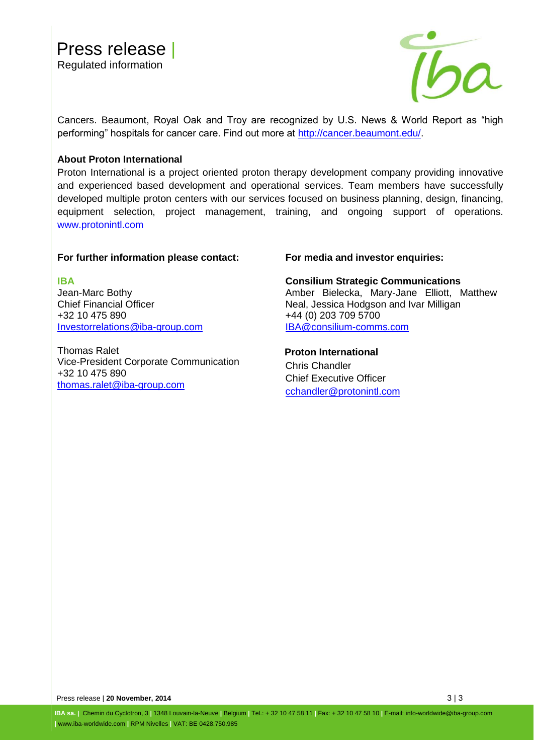Cancers. Beaumont, Royal Oak and Troy are recognized by U.S. News & World Report as "high performing" hospitals for cancer care. Find out more at http://cancer.beaumont.edu/.

**About Proton International**

Proton International is a project oriented proton therapy development company providing innovative and experienced based development and operational services. Team members have successfully developed multiple proton centers with our services focused on business planning, design, financing, equipment selection, project management, training, and ongoing support of operations. www.protonintl.com

**For further information please contact:**

**IBA**
Jean-Marc Bothy
Chief Financial Officer
+32 10 475 890
Investorrelations@iba-group.com

Thomas Ralet
Vice-President Corporate Communication
+32 10 475 890
thomas.ralet@iba-group.com

**For media and investor enquiries:**

**Consilium Strategic Communications**
Amber Bielecka, Mary-Jane Elliott, Matthew Neal, Jessica Hodgson and Ivar Milligan
+44 (0) 203 709 5700
IBA@consilium-comms.com

**Proton International**
Chris Chandler
Chief Executive Officer
cchandler@protonintl.com